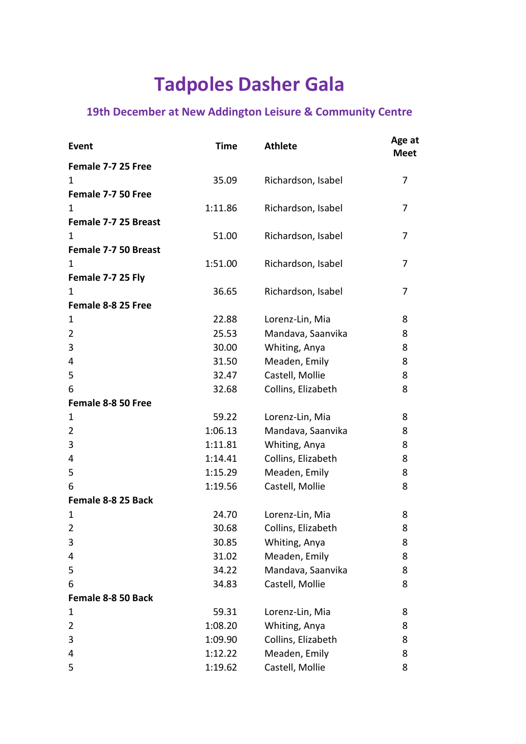# Tadpoles Dasher Gala

### 19th December at New Addington Leisure & Community Centre

| Event | Time | Athlete | Age at Meet |
|---|---|---|---|
| **Female 7-7 25 Free** | | | |
| 1 | 35.09 | Richardson, Isabel | 7 |
| **Female 7-7 50 Free** | | | |
| 1 | 1:11.86 | Richardson, Isabel | 7 |
| **Female 7-7 25 Breast** | | | |
| 1 | 51.00 | Richardson, Isabel | 7 |
| **Female 7-7 50 Breast** | | | |
| 1 | 1:51.00 | Richardson, Isabel | 7 |
| **Female 7-7 25 Fly** | | | |
| 1 | 36.65 | Richardson, Isabel | 7 |
| **Female 8-8 25 Free** | | | |
| 1 | 22.88 | Lorenz-Lin, Mia | 8 |
| 2 | 25.53 | Mandava, Saanvika | 8 |
| 3 | 30.00 | Whiting, Anya | 8 |
| 4 | 31.50 | Meaden, Emily | 8 |
| 5 | 32.47 | Castell, Mollie | 8 |
| 6 | 32.68 | Collins, Elizabeth | 8 |
| **Female 8-8 50 Free** | | | |
| 1 | 59.22 | Lorenz-Lin, Mia | 8 |
| 2 | 1:06.13 | Mandava, Saanvika | 8 |
| 3 | 1:11.81 | Whiting, Anya | 8 |
| 4 | 1:14.41 | Collins, Elizabeth | 8 |
| 5 | 1:15.29 | Meaden, Emily | 8 |
| 6 | 1:19.56 | Castell, Mollie | 8 |
| **Female 8-8 25 Back** | | | |
| 1 | 24.70 | Lorenz-Lin, Mia | 8 |
| 2 | 30.68 | Collins, Elizabeth | 8 |
| 3 | 30.85 | Whiting, Anya | 8 |
| 4 | 31.02 | Meaden, Emily | 8 |
| 5 | 34.22 | Mandava, Saanvika | 8 |
| 6 | 34.83 | Castell, Mollie | 8 |
| **Female 8-8 50 Back** | | | |
| 1 | 59.31 | Lorenz-Lin, Mia | 8 |
| 2 | 1:08.20 | Whiting, Anya | 8 |
| 3 | 1:09.90 | Collins, Elizabeth | 8 |
| 4 | 1:12.22 | Meaden, Emily | 8 |
| 5 | 1:19.62 | Castell, Mollie | 8 |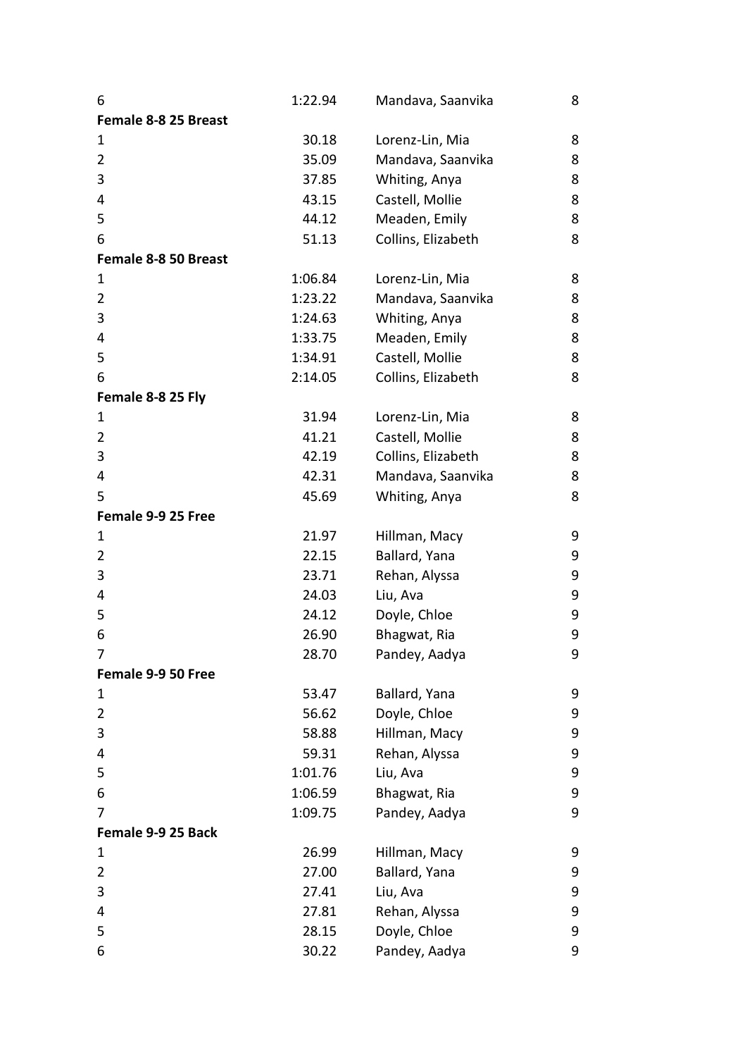| 6 | 1:22.94 | Mandava, Saanvika | 8 |
|---|---|---|---|

**Female 8-8 25 Breast**

| Place | Time | Name | Age |
|---|---|---|---|
| 1 | 30.18 | Lorenz-Lin, Mia | 8 |
| 2 | 35.09 | Mandava, Saanvika | 8 |
| 3 | 37.85 | Whiting, Anya | 8 |
| 4 | 43.15 | Castell, Mollie | 8 |
| 5 | 44.12 | Meaden, Emily | 8 |
| 6 | 51.13 | Collins, Elizabeth | 8 |

**Female 8-8 50 Breast**

| Place | Time | Name | Age |
|---|---|---|---|
| 1 | 1:06.84 | Lorenz-Lin, Mia | 8 |
| 2 | 1:23.22 | Mandava, Saanvika | 8 |
| 3 | 1:24.63 | Whiting, Anya | 8 |
| 4 | 1:33.75 | Meaden, Emily | 8 |
| 5 | 1:34.91 | Castell, Mollie | 8 |
| 6 | 2:14.05 | Collins, Elizabeth | 8 |

**Female 8-8 25 Fly**

| Place | Time | Name | Age |
|---|---|---|---|
| 1 | 31.94 | Lorenz-Lin, Mia | 8 |
| 2 | 41.21 | Castell, Mollie | 8 |
| 3 | 42.19 | Collins, Elizabeth | 8 |
| 4 | 42.31 | Mandava, Saanvika | 8 |
| 5 | 45.69 | Whiting, Anya | 8 |

**Female 9-9 25 Free**

| Place | Time | Name | Age |
|---|---|---|---|
| 1 | 21.97 | Hillman, Macy | 9 |
| 2 | 22.15 | Ballard, Yana | 9 |
| 3 | 23.71 | Rehan, Alyssa | 9 |
| 4 | 24.03 | Liu, Ava | 9 |
| 5 | 24.12 | Doyle, Chloe | 9 |
| 6 | 26.90 | Bhagwat, Ria | 9 |
| 7 | 28.70 | Pandey, Aadya | 9 |

**Female 9-9 50 Free**

| Place | Time | Name | Age |
|---|---|---|---|
| 1 | 53.47 | Ballard, Yana | 9 |
| 2 | 56.62 | Doyle, Chloe | 9 |
| 3 | 58.88 | Hillman, Macy | 9 |
| 4 | 59.31 | Rehan, Alyssa | 9 |
| 5 | 1:01.76 | Liu, Ava | 9 |
| 6 | 1:06.59 | Bhagwat, Ria | 9 |
| 7 | 1:09.75 | Pandey, Aadya | 9 |

**Female 9-9 25 Back**

| Place | Time | Name | Age |
|---|---|---|---|
| 1 | 26.99 | Hillman, Macy | 9 |
| 2 | 27.00 | Ballard, Yana | 9 |
| 3 | 27.41 | Liu, Ava | 9 |
| 4 | 27.81 | Rehan, Alyssa | 9 |
| 5 | 28.15 | Doyle, Chloe | 9 |
| 6 | 30.22 | Pandey, Aadya | 9 |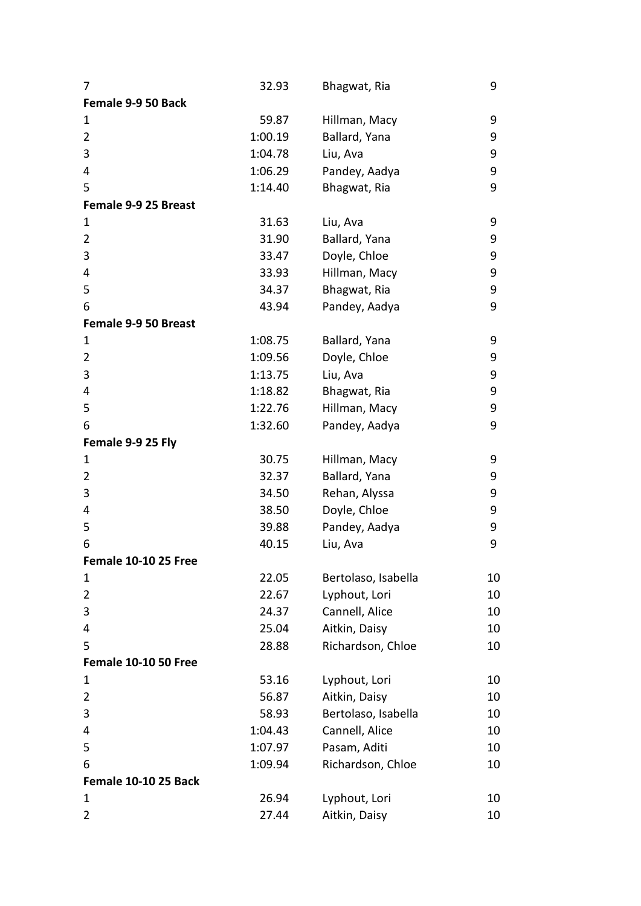| | | | |
|---|---|---|---|
| 7 | 32.93 | Bhagwat, Ria | 9 |
| **Female 9-9 50 Back** | | | |
| 1 | 59.87 | Hillman, Macy | 9 |
| 2 | 1:00.19 | Ballard, Yana | 9 |
| 3 | 1:04.78 | Liu, Ava | 9 |
| 4 | 1:06.29 | Pandey, Aadya | 9 |
| 5 | 1:14.40 | Bhagwat, Ria | 9 |
| **Female 9-9 25 Breast** | | | |
| 1 | 31.63 | Liu, Ava | 9 |
| 2 | 31.90 | Ballard, Yana | 9 |
| 3 | 33.47 | Doyle, Chloe | 9 |
| 4 | 33.93 | Hillman, Macy | 9 |
| 5 | 34.37 | Bhagwat, Ria | 9 |
| 6 | 43.94 | Pandey, Aadya | 9 |
| **Female 9-9 50 Breast** | | | |
| 1 | 1:08.75 | Ballard, Yana | 9 |
| 2 | 1:09.56 | Doyle, Chloe | 9 |
| 3 | 1:13.75 | Liu, Ava | 9 |
| 4 | 1:18.82 | Bhagwat, Ria | 9 |
| 5 | 1:22.76 | Hillman, Macy | 9 |
| 6 | 1:32.60 | Pandey, Aadya | 9 |
| **Female 9-9 25 Fly** | | | |
| 1 | 30.75 | Hillman, Macy | 9 |
| 2 | 32.37 | Ballard, Yana | 9 |
| 3 | 34.50 | Rehan, Alyssa | 9 |
| 4 | 38.50 | Doyle, Chloe | 9 |
| 5 | 39.88 | Pandey, Aadya | 9 |
| 6 | 40.15 | Liu, Ava | 9 |
| **Female 10-10 25 Free** | | | |
| 1 | 22.05 | Bertolaso, Isabella | 10 |
| 2 | 22.67 | Lyphout, Lori | 10 |
| 3 | 24.37 | Cannell, Alice | 10 |
| 4 | 25.04 | Aitkin, Daisy | 10 |
| 5 | 28.88 | Richardson, Chloe | 10 |
| **Female 10-10 50 Free** | | | |
| 1 | 53.16 | Lyphout, Lori | 10 |
| 2 | 56.87 | Aitkin, Daisy | 10 |
| 3 | 58.93 | Bertolaso, Isabella | 10 |
| 4 | 1:04.43 | Cannell, Alice | 10 |
| 5 | 1:07.97 | Pasam, Aditi | 10 |
| 6 | 1:09.94 | Richardson, Chloe | 10 |
| **Female 10-10 25 Back** | | | |
| 1 | 26.94 | Lyphout, Lori | 10 |
| 2 | 27.44 | Aitkin, Daisy | 10 |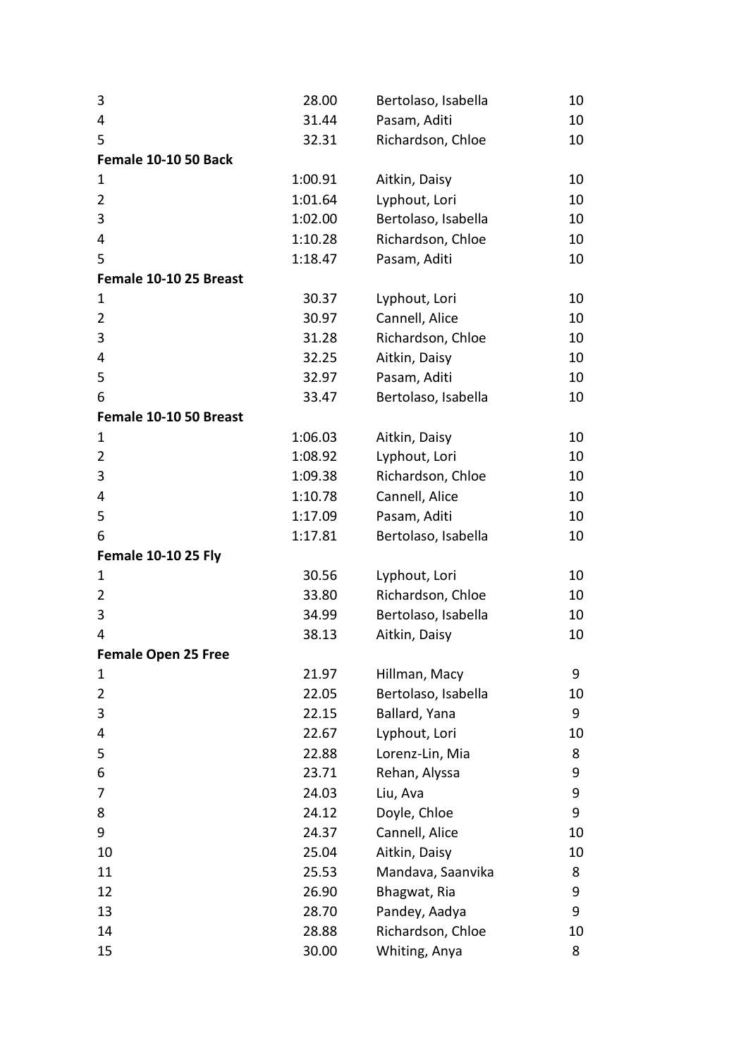| | | | |
|---|---|---|---|
| 3 | 28.00 | Bertolaso, Isabella | 10 |
| 4 | 31.44 | Pasam, Aditi | 10 |
| 5 | 32.31 | Richardson, Chloe | 10 |

**Female 10-10 50 Back**

| | | | |
|---|---|---|---|
| 1 | 1:00.91 | Aitkin, Daisy | 10 |
| 2 | 1:01.64 | Lyphout, Lori | 10 |
| 3 | 1:02.00 | Bertolaso, Isabella | 10 |
| 4 | 1:10.28 | Richardson, Chloe | 10 |
| 5 | 1:18.47 | Pasam, Aditi | 10 |

**Female 10-10 25 Breast**

| | | | |
|---|---|---|---|
| 1 | 30.37 | Lyphout, Lori | 10 |
| 2 | 30.97 | Cannell, Alice | 10 |
| 3 | 31.28 | Richardson, Chloe | 10 |
| 4 | 32.25 | Aitkin, Daisy | 10 |
| 5 | 32.97 | Pasam, Aditi | 10 |
| 6 | 33.47 | Bertolaso, Isabella | 10 |

**Female 10-10 50 Breast**

| | | | |
|---|---|---|---|
| 1 | 1:06.03 | Aitkin, Daisy | 10 |
| 2 | 1:08.92 | Lyphout, Lori | 10 |
| 3 | 1:09.38 | Richardson, Chloe | 10 |
| 4 | 1:10.78 | Cannell, Alice | 10 |
| 5 | 1:17.09 | Pasam, Aditi | 10 |
| 6 | 1:17.81 | Bertolaso, Isabella | 10 |

**Female 10-10 25 Fly**

| | | | |
|---|---|---|---|
| 1 | 30.56 | Lyphout, Lori | 10 |
| 2 | 33.80 | Richardson, Chloe | 10 |
| 3 | 34.99 | Bertolaso, Isabella | 10 |
| 4 | 38.13 | Aitkin, Daisy | 10 |

**Female Open 25 Free**

| | | | |
|---|---|---|---|
| 1 | 21.97 | Hillman, Macy | 9 |
| 2 | 22.05 | Bertolaso, Isabella | 10 |
| 3 | 22.15 | Ballard, Yana | 9 |
| 4 | 22.67 | Lyphout, Lori | 10 |
| 5 | 22.88 | Lorenz-Lin, Mia | 8 |
| 6 | 23.71 | Rehan, Alyssa | 9 |
| 7 | 24.03 | Liu, Ava | 9 |
| 8 | 24.12 | Doyle, Chloe | 9 |
| 9 | 24.37 | Cannell, Alice | 10 |
| 10 | 25.04 | Aitkin, Daisy | 10 |
| 11 | 25.53 | Mandava, Saanvika | 8 |
| 12 | 26.90 | Bhagwat, Ria | 9 |
| 13 | 28.70 | Pandey, Aadya | 9 |
| 14 | 28.88 | Richardson, Chloe | 10 |
| 15 | 30.00 | Whiting, Anya | 8 |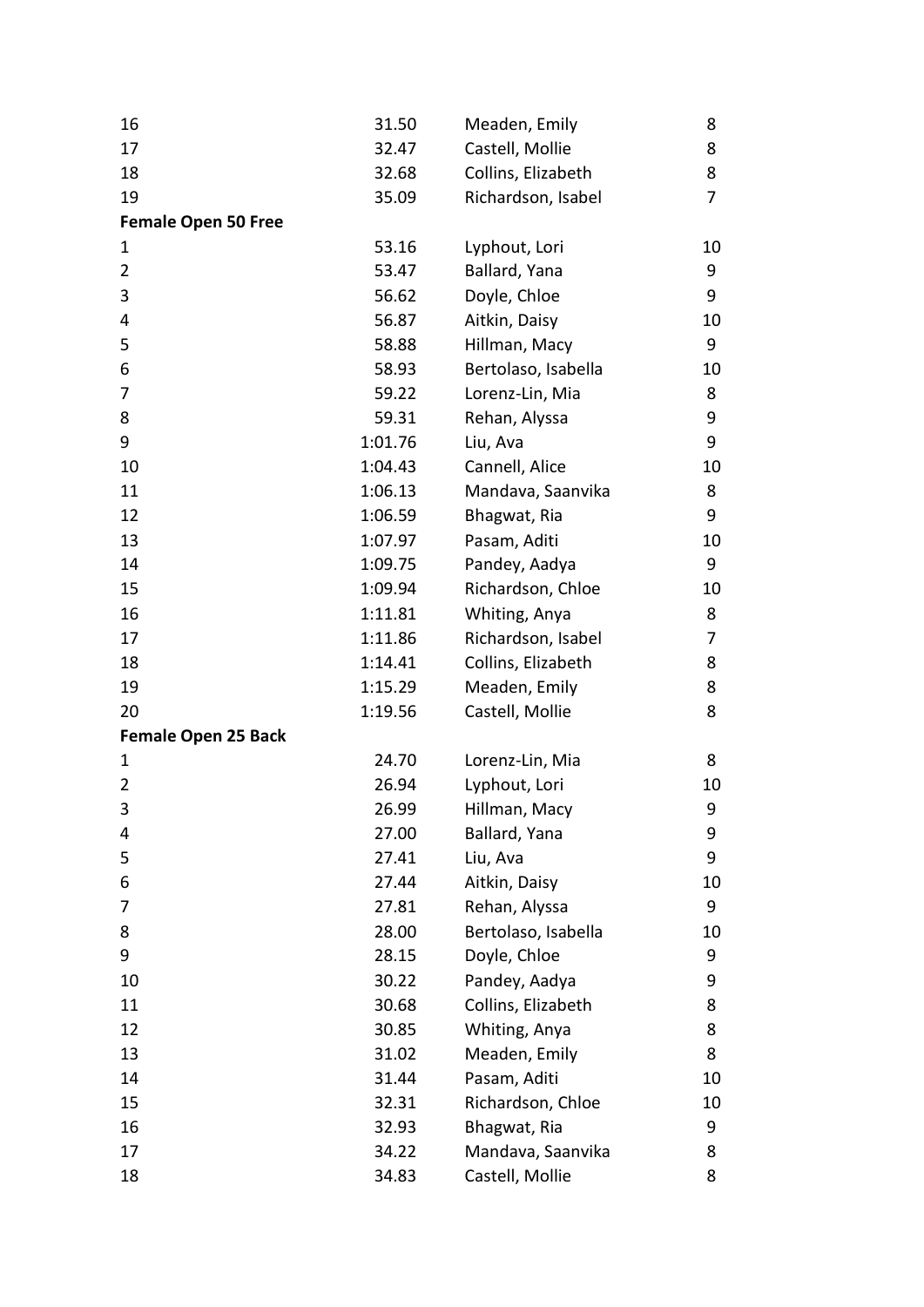| | | | |
|---|---|---|---|
| 16 | 31.50 | Meaden, Emily | 8 |
| 17 | 32.47 | Castell, Mollie | 8 |
| 18 | 32.68 | Collins, Elizabeth | 8 |
| 19 | 35.09 | Richardson, Isabel | 7 |

**Female Open 50 Free**

| | | | |
|---|---|---|---|
| 1 | 53.16 | Lyphout, Lori | 10 |
| 2 | 53.47 | Ballard, Yana | 9 |
| 3 | 56.62 | Doyle, Chloe | 9 |
| 4 | 56.87 | Aitkin, Daisy | 10 |
| 5 | 58.88 | Hillman, Macy | 9 |
| 6 | 58.93 | Bertolaso, Isabella | 10 |
| 7 | 59.22 | Lorenz-Lin, Mia | 8 |
| 8 | 59.31 | Rehan, Alyssa | 9 |
| 9 | 1:01.76 | Liu, Ava | 9 |
| 10 | 1:04.43 | Cannell, Alice | 10 |
| 11 | 1:06.13 | Mandava, Saanvika | 8 |
| 12 | 1:06.59 | Bhagwat, Ria | 9 |
| 13 | 1:07.97 | Pasam, Aditi | 10 |
| 14 | 1:09.75 | Pandey, Aadya | 9 |
| 15 | 1:09.94 | Richardson, Chloe | 10 |
| 16 | 1:11.81 | Whiting, Anya | 8 |
| 17 | 1:11.86 | Richardson, Isabel | 7 |
| 18 | 1:14.41 | Collins, Elizabeth | 8 |
| 19 | 1:15.29 | Meaden, Emily | 8 |
| 20 | 1:19.56 | Castell, Mollie | 8 |

**Female Open 25 Back**

| | | | |
|---|---|---|---|
| 1 | 24.70 | Lorenz-Lin, Mia | 8 |
| 2 | 26.94 | Lyphout, Lori | 10 |
| 3 | 26.99 | Hillman, Macy | 9 |
| 4 | 27.00 | Ballard, Yana | 9 |
| 5 | 27.41 | Liu, Ava | 9 |
| 6 | 27.44 | Aitkin, Daisy | 10 |
| 7 | 27.81 | Rehan, Alyssa | 9 |
| 8 | 28.00 | Bertolaso, Isabella | 10 |
| 9 | 28.15 | Doyle, Chloe | 9 |
| 10 | 30.22 | Pandey, Aadya | 9 |
| 11 | 30.68 | Collins, Elizabeth | 8 |
| 12 | 30.85 | Whiting, Anya | 8 |
| 13 | 31.02 | Meaden, Emily | 8 |
| 14 | 31.44 | Pasam, Aditi | 10 |
| 15 | 32.31 | Richardson, Chloe | 10 |
| 16 | 32.93 | Bhagwat, Ria | 9 |
| 17 | 34.22 | Mandava, Saanvika | 8 |
| 18 | 34.83 | Castell, Mollie | 8 |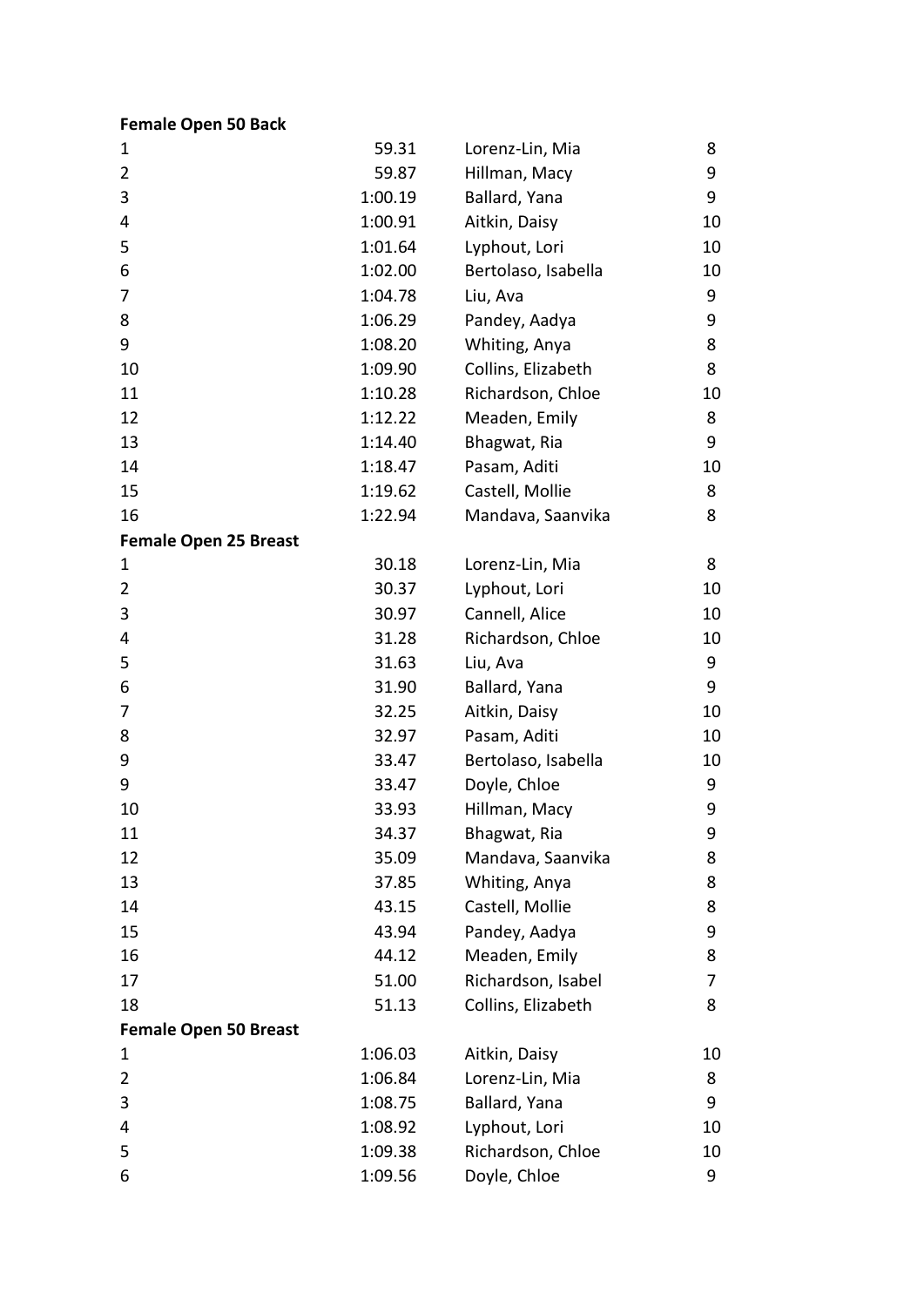**Female Open 50 Back**

| | | | |
|---|---|---|---|
| 1 | 59.31 | Lorenz-Lin, Mia | 8 |
| 2 | 59.87 | Hillman, Macy | 9 |
| 3 | 1:00.19 | Ballard, Yana | 9 |
| 4 | 1:00.91 | Aitkin, Daisy | 10 |
| 5 | 1:01.64 | Lyphout, Lori | 10 |
| 6 | 1:02.00 | Bertolaso, Isabella | 10 |
| 7 | 1:04.78 | Liu, Ava | 9 |
| 8 | 1:06.29 | Pandey, Aadya | 9 |
| 9 | 1:08.20 | Whiting, Anya | 8 |
| 10 | 1:09.90 | Collins, Elizabeth | 8 |
| 11 | 1:10.28 | Richardson, Chloe | 10 |
| 12 | 1:12.22 | Meaden, Emily | 8 |
| 13 | 1:14.40 | Bhagwat, Ria | 9 |
| 14 | 1:18.47 | Pasam, Aditi | 10 |
| 15 | 1:19.62 | Castell, Mollie | 8 |
| 16 | 1:22.94 | Mandava, Saanvika | 8 |

**Female Open 25 Breast**

| | | | |
|---|---|---|---|
| 1 | 30.18 | Lorenz-Lin, Mia | 8 |
| 2 | 30.37 | Lyphout, Lori | 10 |
| 3 | 30.97 | Cannell, Alice | 10 |
| 4 | 31.28 | Richardson, Chloe | 10 |
| 5 | 31.63 | Liu, Ava | 9 |
| 6 | 31.90 | Ballard, Yana | 9 |
| 7 | 32.25 | Aitkin, Daisy | 10 |
| 8 | 32.97 | Pasam, Aditi | 10 |
| 9 | 33.47 | Bertolaso, Isabella | 10 |
| 9 | 33.47 | Doyle, Chloe | 9 |
| 10 | 33.93 | Hillman, Macy | 9 |
| 11 | 34.37 | Bhagwat, Ria | 9 |
| 12 | 35.09 | Mandava, Saanvika | 8 |
| 13 | 37.85 | Whiting, Anya | 8 |
| 14 | 43.15 | Castell, Mollie | 8 |
| 15 | 43.94 | Pandey, Aadya | 9 |
| 16 | 44.12 | Meaden, Emily | 8 |
| 17 | 51.00 | Richardson, Isabel | 7 |
| 18 | 51.13 | Collins, Elizabeth | 8 |

**Female Open 50 Breast**

| | | | |
|---|---|---|---|
| 1 | 1:06.03 | Aitkin, Daisy | 10 |
| 2 | 1:06.84 | Lorenz-Lin, Mia | 8 |
| 3 | 1:08.75 | Ballard, Yana | 9 |
| 4 | 1:08.92 | Lyphout, Lori | 10 |
| 5 | 1:09.38 | Richardson, Chloe | 10 |
| 6 | 1:09.56 | Doyle, Chloe | 9 |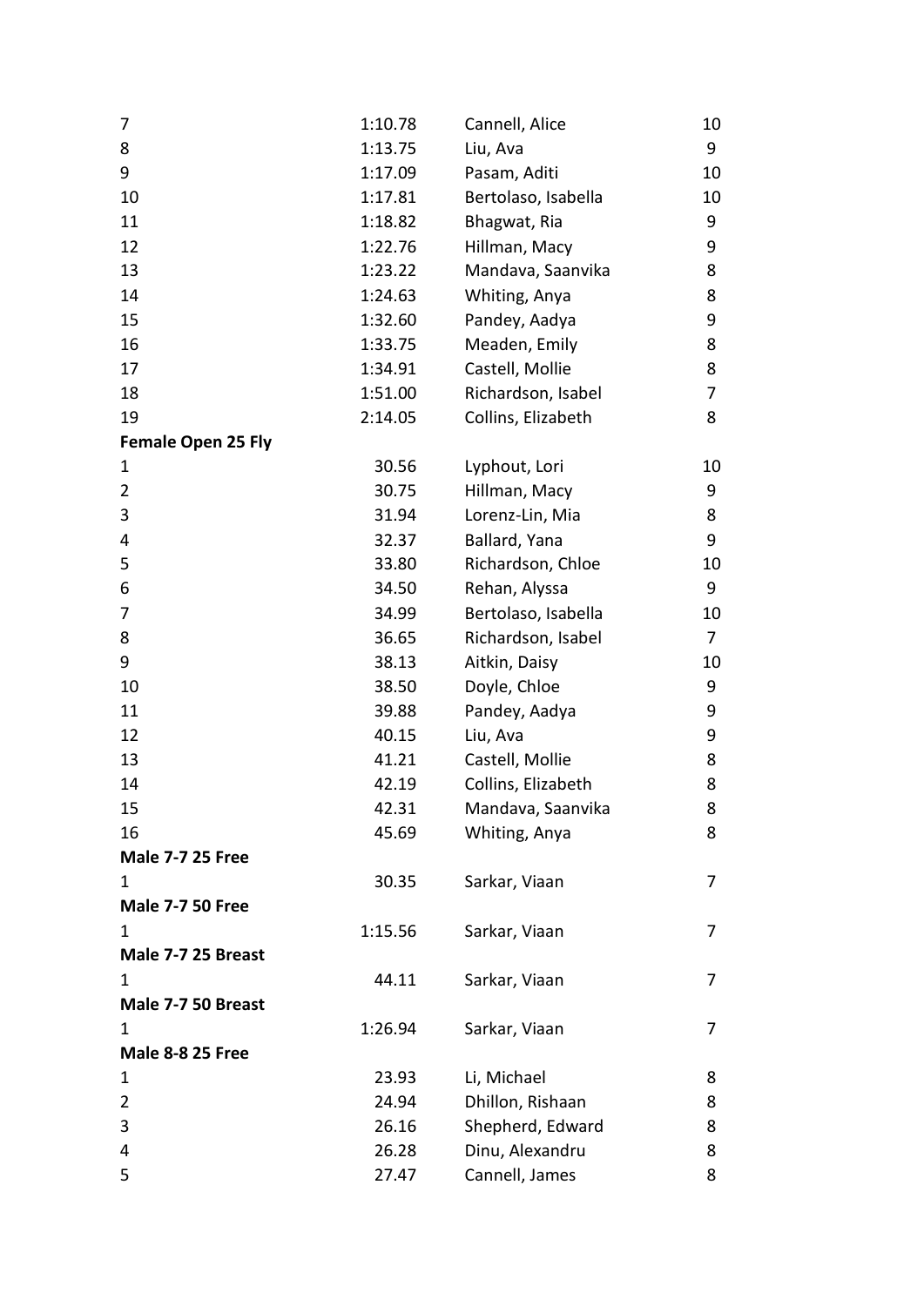| | | | |
|---|---|---|---|
| 7 | 1:10.78 | Cannell, Alice | 10 |
| 8 | 1:13.75 | Liu, Ava | 9 |
| 9 | 1:17.09 | Pasam, Aditi | 10 |
| 10 | 1:17.81 | Bertolaso, Isabella | 10 |
| 11 | 1:18.82 | Bhagwat, Ria | 9 |
| 12 | 1:22.76 | Hillman, Macy | 9 |
| 13 | 1:23.22 | Mandava, Saanvika | 8 |
| 14 | 1:24.63 | Whiting, Anya | 8 |
| 15 | 1:32.60 | Pandey, Aadya | 9 |
| 16 | 1:33.75 | Meaden, Emily | 8 |
| 17 | 1:34.91 | Castell, Mollie | 8 |
| 18 | 1:51.00 | Richardson, Isabel | 7 |
| 19 | 2:14.05 | Collins, Elizabeth | 8 |
| **Female Open 25 Fly** | | | |
| 1 | 30.56 | Lyphout, Lori | 10 |
| 2 | 30.75 | Hillman, Macy | 9 |
| 3 | 31.94 | Lorenz-Lin, Mia | 8 |
| 4 | 32.37 | Ballard, Yana | 9 |
| 5 | 33.80 | Richardson, Chloe | 10 |
| 6 | 34.50 | Rehan, Alyssa | 9 |
| 7 | 34.99 | Bertolaso, Isabella | 10 |
| 8 | 36.65 | Richardson, Isabel | 7 |
| 9 | 38.13 | Aitkin, Daisy | 10 |
| 10 | 38.50 | Doyle, Chloe | 9 |
| 11 | 39.88 | Pandey, Aadya | 9 |
| 12 | 40.15 | Liu, Ava | 9 |
| 13 | 41.21 | Castell, Mollie | 8 |
| 14 | 42.19 | Collins, Elizabeth | 8 |
| 15 | 42.31 | Mandava, Saanvika | 8 |
| 16 | 45.69 | Whiting, Anya | 8 |
| **Male 7-7 25 Free** | | | |
| 1 | 30.35 | Sarkar, Viaan | 7 |
| **Male 7-7 50 Free** | | | |
| 1 | 1:15.56 | Sarkar, Viaan | 7 |
| **Male 7-7 25 Breast** | | | |
| 1 | 44.11 | Sarkar, Viaan | 7 |
| **Male 7-7 50 Breast** | | | |
| 1 | 1:26.94 | Sarkar, Viaan | 7 |
| **Male 8-8 25 Free** | | | |
| 1 | 23.93 | Li, Michael | 8 |
| 2 | 24.94 | Dhillon, Rishaan | 8 |
| 3 | 26.16 | Shepherd, Edward | 8 |
| 4 | 26.28 | Dinu, Alexandru | 8 |
| 5 | 27.47 | Cannell, James | 8 |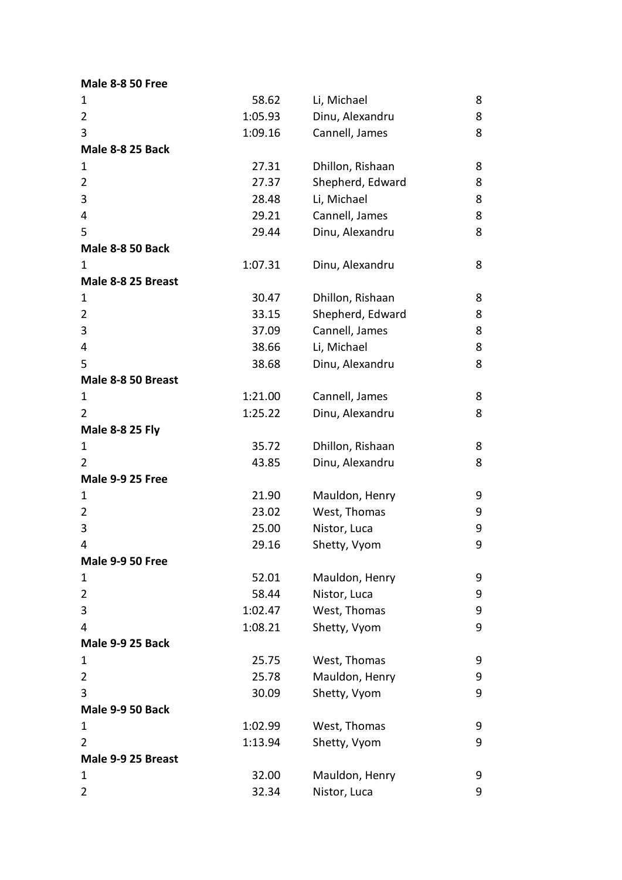**Male 8-8 50 Free**

| | | | |
|---|---|---|---|
| 1 | 58.62 | Li, Michael | 8 |
| 2 | 1:05.93 | Dinu, Alexandru | 8 |
| 3 | 1:09.16 | Cannell, James | 8 |

**Male 8-8 25 Back**

| | | | |
|---|---|---|---|
| 1 | 27.31 | Dhillon, Rishaan | 8 |
| 2 | 27.37 | Shepherd, Edward | 8 |
| 3 | 28.48 | Li, Michael | 8 |
| 4 | 29.21 | Cannell, James | 8 |
| 5 | 29.44 | Dinu, Alexandru | 8 |

**Male 8-8 50 Back**

| | | | |
|---|---|---|---|
| 1 | 1:07.31 | Dinu, Alexandru | 8 |

**Male 8-8 25 Breast**

| | | | |
|---|---|---|---|
| 1 | 30.47 | Dhillon, Rishaan | 8 |
| 2 | 33.15 | Shepherd, Edward | 8 |
| 3 | 37.09 | Cannell, James | 8 |
| 4 | 38.66 | Li, Michael | 8 |
| 5 | 38.68 | Dinu, Alexandru | 8 |

**Male 8-8 50 Breast**

| | | | |
|---|---|---|---|
| 1 | 1:21.00 | Cannell, James | 8 |
| 2 | 1:25.22 | Dinu, Alexandru | 8 |

**Male 8-8 25 Fly**

| | | | |
|---|---|---|---|
| 1 | 35.72 | Dhillon, Rishaan | 8 |
| 2 | 43.85 | Dinu, Alexandru | 8 |

**Male 9-9 25 Free**

| | | | |
|---|---|---|---|
| 1 | 21.90 | Mauldon, Henry | 9 |
| 2 | 23.02 | West, Thomas | 9 |
| 3 | 25.00 | Nistor, Luca | 9 |
| 4 | 29.16 | Shetty, Vyom | 9 |

**Male 9-9 50 Free**

| | | | |
|---|---|---|---|
| 1 | 52.01 | Mauldon, Henry | 9 |
| 2 | 58.44 | Nistor, Luca | 9 |
| 3 | 1:02.47 | West, Thomas | 9 |
| 4 | 1:08.21 | Shetty, Vyom | 9 |

**Male 9-9 25 Back**

| | | | |
|---|---|---|---|
| 1 | 25.75 | West, Thomas | 9 |
| 2 | 25.78 | Mauldon, Henry | 9 |
| 3 | 30.09 | Shetty, Vyom | 9 |

**Male 9-9 50 Back**

| | | | |
|---|---|---|---|
| 1 | 1:02.99 | West, Thomas | 9 |
| 2 | 1:13.94 | Shetty, Vyom | 9 |

**Male 9-9 25 Breast**

| | | | |
|---|---|---|---|
| 1 | 32.00 | Mauldon, Henry | 9 |
| 2 | 32.34 | Nistor, Luca | 9 |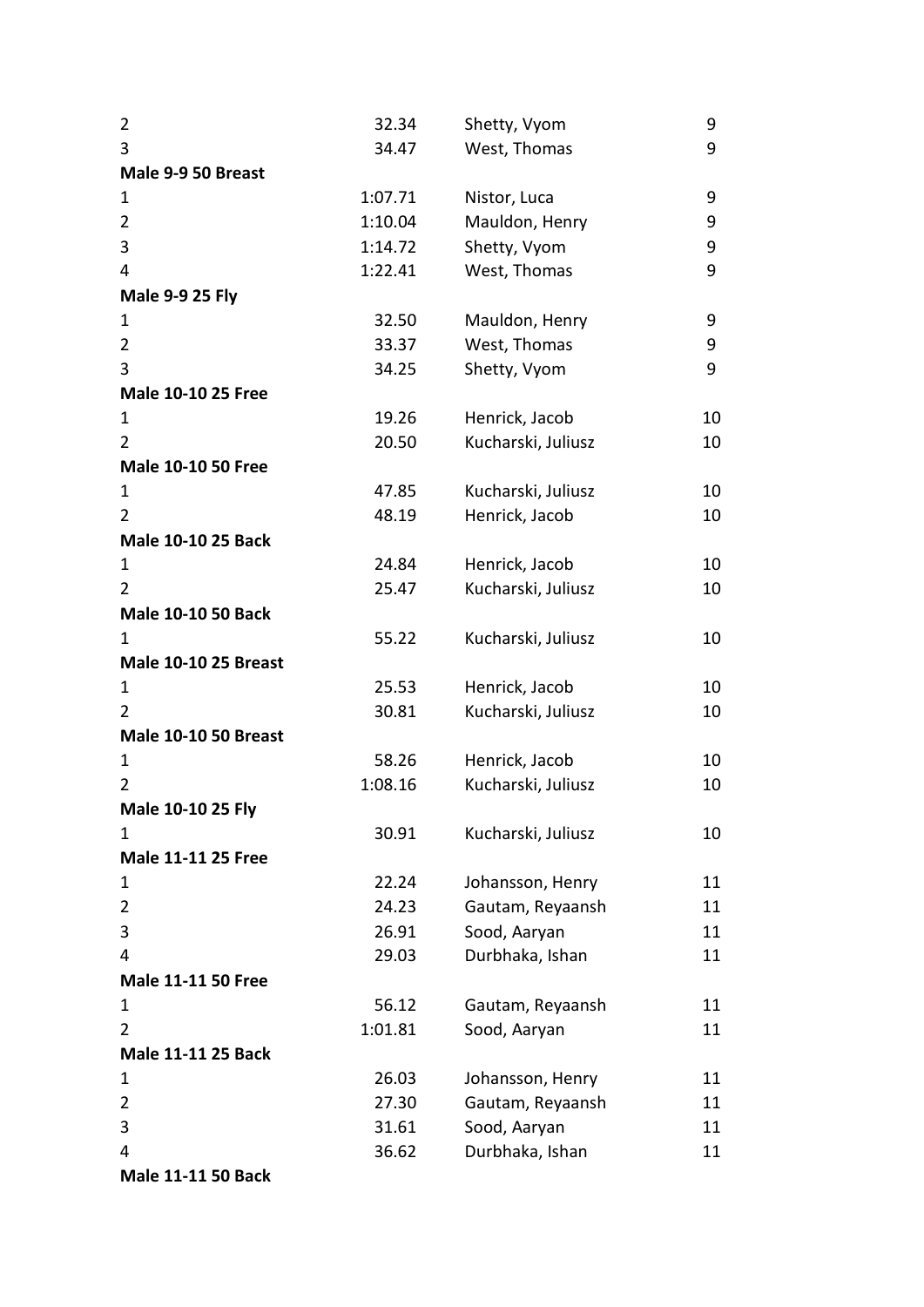| | | | |
|---|---|---|---|
| 2 | 32.34 | Shetty, Vyom | 9 |
| 3 | 34.47 | West, Thomas | 9 |
| **Male 9-9 50 Breast** | | | |
| 1 | 1:07.71 | Nistor, Luca | 9 |
| 2 | 1:10.04 | Mauldon, Henry | 9 |
| 3 | 1:14.72 | Shetty, Vyom | 9 |
| 4 | 1:22.41 | West, Thomas | 9 |
| **Male 9-9 25 Fly** | | | |
| 1 | 32.50 | Mauldon, Henry | 9 |
| 2 | 33.37 | West, Thomas | 9 |
| 3 | 34.25 | Shetty, Vyom | 9 |
| **Male 10-10 25 Free** | | | |
| 1 | 19.26 | Henrick, Jacob | 10 |
| 2 | 20.50 | Kucharski, Juliusz | 10 |
| **Male 10-10 50 Free** | | | |
| 1 | 47.85 | Kucharski, Juliusz | 10 |
| 2 | 48.19 | Henrick, Jacob | 10 |
| **Male 10-10 25 Back** | | | |
| 1 | 24.84 | Henrick, Jacob | 10 |
| 2 | 25.47 | Kucharski, Juliusz | 10 |
| **Male 10-10 50 Back** | | | |
| 1 | 55.22 | Kucharski, Juliusz | 10 |
| **Male 10-10 25 Breast** | | | |
| 1 | 25.53 | Henrick, Jacob | 10 |
| 2 | 30.81 | Kucharski, Juliusz | 10 |
| **Male 10-10 50 Breast** | | | |
| 1 | 58.26 | Henrick, Jacob | 10 |
| 2 | 1:08.16 | Kucharski, Juliusz | 10 |
| **Male 10-10 25 Fly** | | | |
| 1 | 30.91 | Kucharski, Juliusz | 10 |
| **Male 11-11 25 Free** | | | |
| 1 | 22.24 | Johansson, Henry | 11 |
| 2 | 24.23 | Gautam, Reyaansh | 11 |
| 3 | 26.91 | Sood, Aaryan | 11 |
| 4 | 29.03 | Durbhaka, Ishan | 11 |
| **Male 11-11 50 Free** | | | |
| 1 | 56.12 | Gautam, Reyaansh | 11 |
| 2 | 1:01.81 | Sood, Aaryan | 11 |
| **Male 11-11 25 Back** | | | |
| 1 | 26.03 | Johansson, Henry | 11 |
| 2 | 27.30 | Gautam, Reyaansh | 11 |
| 3 | 31.61 | Sood, Aaryan | 11 |
| 4 | 36.62 | Durbhaka, Ishan | 11 |
| **Male 11-11 50 Back** | | | |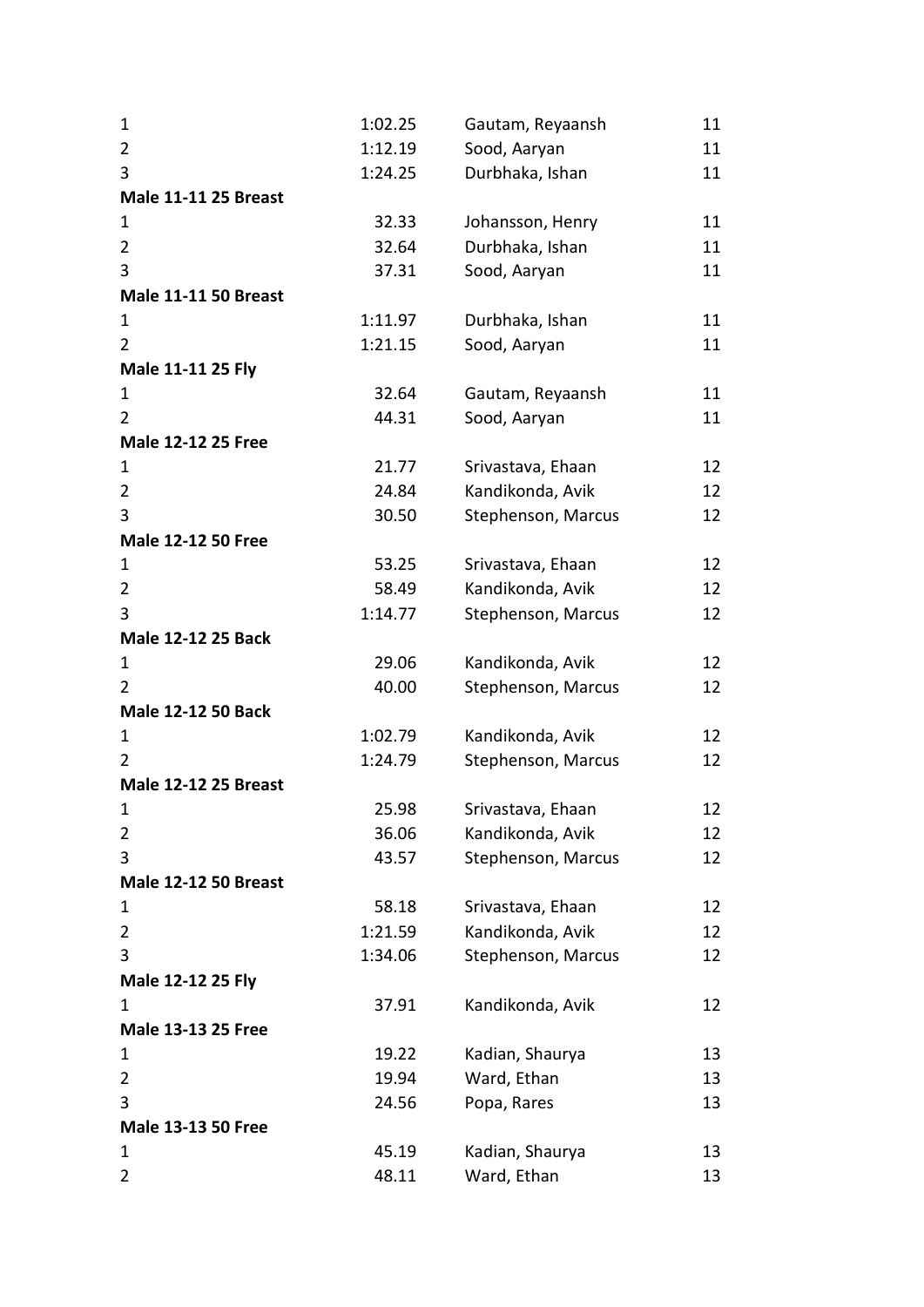| | | | |
|---|---|---|---|
| 1 | 1:02.25 | Gautam, Reyaansh | 11 |
| 2 | 1:12.19 | Sood, Aaryan | 11 |
| 3 | 1:24.25 | Durbhaka, Ishan | 11 |

**Male 11-11 25 Breast**

| | | | |
|---|---|---|---|
| 1 | 32.33 | Johansson, Henry | 11 |
| 2 | 32.64 | Durbhaka, Ishan | 11 |
| 3 | 37.31 | Sood, Aaryan | 11 |

**Male 11-11 50 Breast**

| | | | |
|---|---|---|---|
| 1 | 1:11.97 | Durbhaka, Ishan | 11 |
| 2 | 1:21.15 | Sood, Aaryan | 11 |

**Male 11-11 25 Fly**

| | | | |
|---|---|---|---|
| 1 | 32.64 | Gautam, Reyaansh | 11 |
| 2 | 44.31 | Sood, Aaryan | 11 |

**Male 12-12 25 Free**

| | | | |
|---|---|---|---|
| 1 | 21.77 | Srivastava, Ehaan | 12 |
| 2 | 24.84 | Kandikonda, Avik | 12 |
| 3 | 30.50 | Stephenson, Marcus | 12 |

**Male 12-12 50 Free**

| | | | |
|---|---|---|---|
| 1 | 53.25 | Srivastava, Ehaan | 12 |
| 2 | 58.49 | Kandikonda, Avik | 12 |
| 3 | 1:14.77 | Stephenson, Marcus | 12 |

**Male 12-12 25 Back**

| | | | |
|---|---|---|---|
| 1 | 29.06 | Kandikonda, Avik | 12 |
| 2 | 40.00 | Stephenson, Marcus | 12 |

**Male 12-12 50 Back**

| | | | |
|---|---|---|---|
| 1 | 1:02.79 | Kandikonda, Avik | 12 |
| 2 | 1:24.79 | Stephenson, Marcus | 12 |

**Male 12-12 25 Breast**

| | | | |
|---|---|---|---|
| 1 | 25.98 | Srivastava, Ehaan | 12 |
| 2 | 36.06 | Kandikonda, Avik | 12 |
| 3 | 43.57 | Stephenson, Marcus | 12 |

**Male 12-12 50 Breast**

| | | | |
|---|---|---|---|
| 1 | 58.18 | Srivastava, Ehaan | 12 |
| 2 | 1:21.59 | Kandikonda, Avik | 12 |
| 3 | 1:34.06 | Stephenson, Marcus | 12 |

**Male 12-12 25 Fly**

| | | | |
|---|---|---|---|
| 1 | 37.91 | Kandikonda, Avik | 12 |

**Male 13-13 25 Free**

| | | | |
|---|---|---|---|
| 1 | 19.22 | Kadian, Shaurya | 13 |
| 2 | 19.94 | Ward, Ethan | 13 |
| 3 | 24.56 | Popa, Rares | 13 |

**Male 13-13 50 Free**

| | | | |
|---|---|---|---|
| 1 | 45.19 | Kadian, Shaurya | 13 |
| 2 | 48.11 | Ward, Ethan | 13 |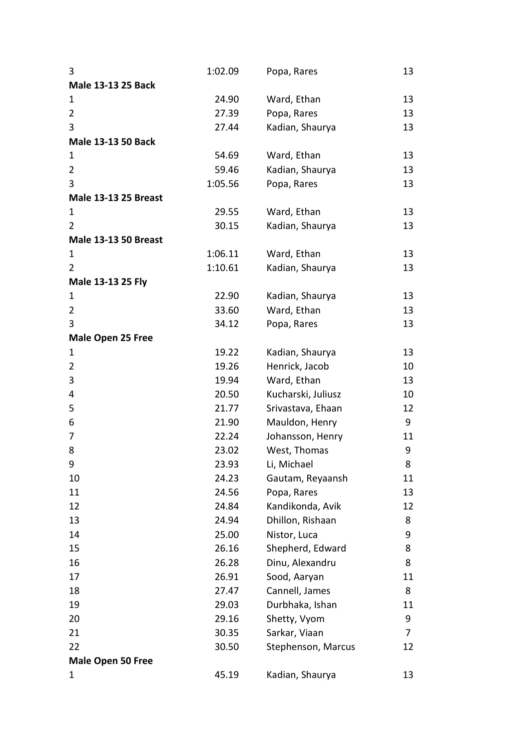| 3 | 1:02.09 | Popa, Rares | 13 |
|---|---|---|---|

**Male 13-13 25 Back**

| 1 | 24.90 | Ward, Ethan | 13 |
|---|---|---|---|
| 2 | 27.39 | Popa, Rares | 13 |
| 3 | 27.44 | Kadian, Shaurya | 13 |

**Male 13-13 50 Back**

| 1 | 54.69 | Ward, Ethan | 13 |
|---|---|---|---|
| 2 | 59.46 | Kadian, Shaurya | 13 |
| 3 | 1:05.56 | Popa, Rares | 13 |

**Male 13-13 25 Breast**

| 1 | 29.55 | Ward, Ethan | 13 |
|---|---|---|---|
| 2 | 30.15 | Kadian, Shaurya | 13 |

**Male 13-13 50 Breast**

| 1 | 1:06.11 | Ward, Ethan | 13 |
|---|---|---|---|
| 2 | 1:10.61 | Kadian, Shaurya | 13 |

**Male 13-13 25 Fly**

| 1 | 22.90 | Kadian, Shaurya | 13 |
|---|---|---|---|
| 2 | 33.60 | Ward, Ethan | 13 |
| 3 | 34.12 | Popa, Rares | 13 |

**Male Open 25 Free**

| 1 | 19.22 | Kadian, Shaurya | 13 |
|---|---|---|---|
| 2 | 19.26 | Henrick, Jacob | 10 |
| 3 | 19.94 | Ward, Ethan | 13 |
| 4 | 20.50 | Kucharski, Juliusz | 10 |
| 5 | 21.77 | Srivastava, Ehaan | 12 |
| 6 | 21.90 | Mauldon, Henry | 9 |
| 7 | 22.24 | Johansson, Henry | 11 |
| 8 | 23.02 | West, Thomas | 9 |
| 9 | 23.93 | Li, Michael | 8 |
| 10 | 24.23 | Gautam, Reyaansh | 11 |
| 11 | 24.56 | Popa, Rares | 13 |
| 12 | 24.84 | Kandikonda, Avik | 12 |
| 13 | 24.94 | Dhillon, Rishaan | 8 |
| 14 | 25.00 | Nistor, Luca | 9 |
| 15 | 26.16 | Shepherd, Edward | 8 |
| 16 | 26.28 | Dinu, Alexandru | 8 |
| 17 | 26.91 | Sood, Aaryan | 11 |
| 18 | 27.47 | Cannell, James | 8 |
| 19 | 29.03 | Durbhaka, Ishan | 11 |
| 20 | 29.16 | Shetty, Vyom | 9 |
| 21 | 30.35 | Sarkar, Viaan | 7 |
| 22 | 30.50 | Stephenson, Marcus | 12 |

**Male Open 50 Free**

| 1 | 45.19 | Kadian, Shaurya | 13 |
|---|---|---|---|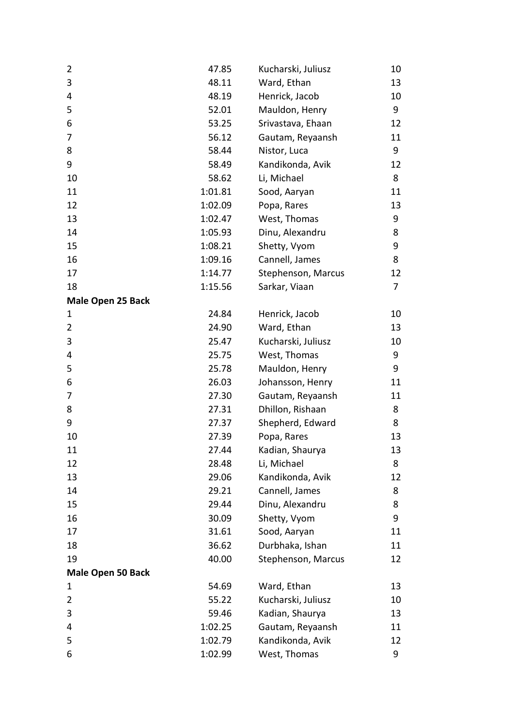| | | | |
|---|---|---|---|
| 2 | 47.85 | Kucharski, Juliusz | 10 |
| 3 | 48.11 | Ward, Ethan | 13 |
| 4 | 48.19 | Henrick, Jacob | 10 |
| 5 | 52.01 | Mauldon, Henry | 9 |
| 6 | 53.25 | Srivastava, Ehaan | 12 |
| 7 | 56.12 | Gautam, Reyaansh | 11 |
| 8 | 58.44 | Nistor, Luca | 9 |
| 9 | 58.49 | Kandikonda, Avik | 12 |
| 10 | 58.62 | Li, Michael | 8 |
| 11 | 1:01.81 | Sood, Aaryan | 11 |
| 12 | 1:02.09 | Popa, Rares | 13 |
| 13 | 1:02.47 | West, Thomas | 9 |
| 14 | 1:05.93 | Dinu, Alexandru | 8 |
| 15 | 1:08.21 | Shetty, Vyom | 9 |
| 16 | 1:09.16 | Cannell, James | 8 |
| 17 | 1:14.77 | Stephenson, Marcus | 12 |
| 18 | 1:15.56 | Sarkar, Viaan | 7 |

**Male Open 25 Back**

| | | | |
|---|---|---|---|
| 1 | 24.84 | Henrick, Jacob | 10 |
| 2 | 24.90 | Ward, Ethan | 13 |
| 3 | 25.47 | Kucharski, Juliusz | 10 |
| 4 | 25.75 | West, Thomas | 9 |
| 5 | 25.78 | Mauldon, Henry | 9 |
| 6 | 26.03 | Johansson, Henry | 11 |
| 7 | 27.30 | Gautam, Reyaansh | 11 |
| 8 | 27.31 | Dhillon, Rishaan | 8 |
| 9 | 27.37 | Shepherd, Edward | 8 |
| 10 | 27.39 | Popa, Rares | 13 |
| 11 | 27.44 | Kadian, Shaurya | 13 |
| 12 | 28.48 | Li, Michael | 8 |
| 13 | 29.06 | Kandikonda, Avik | 12 |
| 14 | 29.21 | Cannell, James | 8 |
| 15 | 29.44 | Dinu, Alexandru | 8 |
| 16 | 30.09 | Shetty, Vyom | 9 |
| 17 | 31.61 | Sood, Aaryan | 11 |
| 18 | 36.62 | Durbhaka, Ishan | 11 |
| 19 | 40.00 | Stephenson, Marcus | 12 |

**Male Open 50 Back**

| | | | |
|---|---|---|---|
| 1 | 54.69 | Ward, Ethan | 13 |
| 2 | 55.22 | Kucharski, Juliusz | 10 |
| 3 | 59.46 | Kadian, Shaurya | 13 |
| 4 | 1:02.25 | Gautam, Reyaansh | 11 |
| 5 | 1:02.79 | Kandikonda, Avik | 12 |
| 6 | 1:02.99 | West, Thomas | 9 |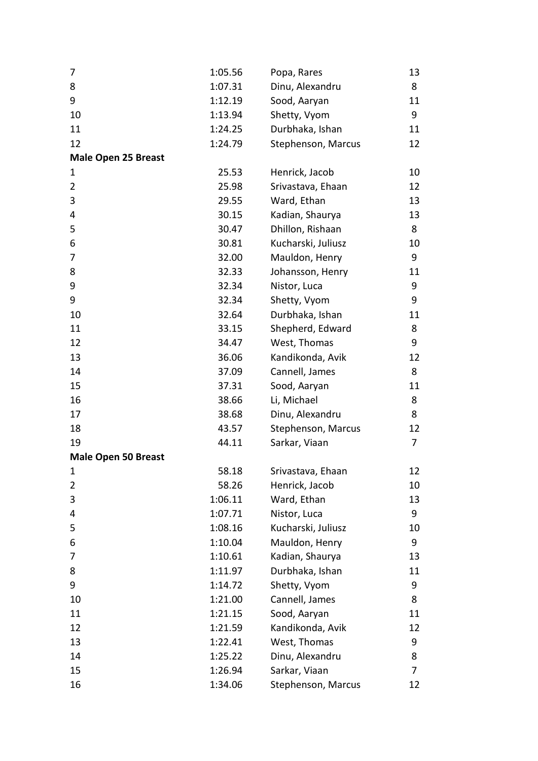| | | | |
|---|---|---|---|
| 7 | 1:05.56 | Popa, Rares | 13 |
| 8 | 1:07.31 | Dinu, Alexandru | 8 |
| 9 | 1:12.19 | Sood, Aaryan | 11 |
| 10 | 1:13.94 | Shetty, Vyom | 9 |
| 11 | 1:24.25 | Durbhaka, Ishan | 11 |
| 12 | 1:24.79 | Stephenson, Marcus | 12 |

**Male Open 25 Breast**

| | | | |
|---|---|---|---|
| 1 | 25.53 | Henrick, Jacob | 10 |
| 2 | 25.98 | Srivastava, Ehaan | 12 |
| 3 | 29.55 | Ward, Ethan | 13 |
| 4 | 30.15 | Kadian, Shaurya | 13 |
| 5 | 30.47 | Dhillon, Rishaan | 8 |
| 6 | 30.81 | Kucharski, Juliusz | 10 |
| 7 | 32.00 | Mauldon, Henry | 9 |
| 8 | 32.33 | Johansson, Henry | 11 |
| 9 | 32.34 | Nistor, Luca | 9 |
| 9 | 32.34 | Shetty, Vyom | 9 |
| 10 | 32.64 | Durbhaka, Ishan | 11 |
| 11 | 33.15 | Shepherd, Edward | 8 |
| 12 | 34.47 | West, Thomas | 9 |
| 13 | 36.06 | Kandikonda, Avik | 12 |
| 14 | 37.09 | Cannell, James | 8 |
| 15 | 37.31 | Sood, Aaryan | 11 |
| 16 | 38.66 | Li, Michael | 8 |
| 17 | 38.68 | Dinu, Alexandru | 8 |
| 18 | 43.57 | Stephenson, Marcus | 12 |
| 19 | 44.11 | Sarkar, Viaan | 7 |

**Male Open 50 Breast**

| | | | |
|---|---|---|---|
| 1 | 58.18 | Srivastava, Ehaan | 12 |
| 2 | 58.26 | Henrick, Jacob | 10 |
| 3 | 1:06.11 | Ward, Ethan | 13 |
| 4 | 1:07.71 | Nistor, Luca | 9 |
| 5 | 1:08.16 | Kucharski, Juliusz | 10 |
| 6 | 1:10.04 | Mauldon, Henry | 9 |
| 7 | 1:10.61 | Kadian, Shaurya | 13 |
| 8 | 1:11.97 | Durbhaka, Ishan | 11 |
| 9 | 1:14.72 | Shetty, Vyom | 9 |
| 10 | 1:21.00 | Cannell, James | 8 |
| 11 | 1:21.15 | Sood, Aaryan | 11 |
| 12 | 1:21.59 | Kandikonda, Avik | 12 |
| 13 | 1:22.41 | West, Thomas | 9 |
| 14 | 1:25.22 | Dinu, Alexandru | 8 |
| 15 | 1:26.94 | Sarkar, Viaan | 7 |
| 16 | 1:34.06 | Stephenson, Marcus | 12 |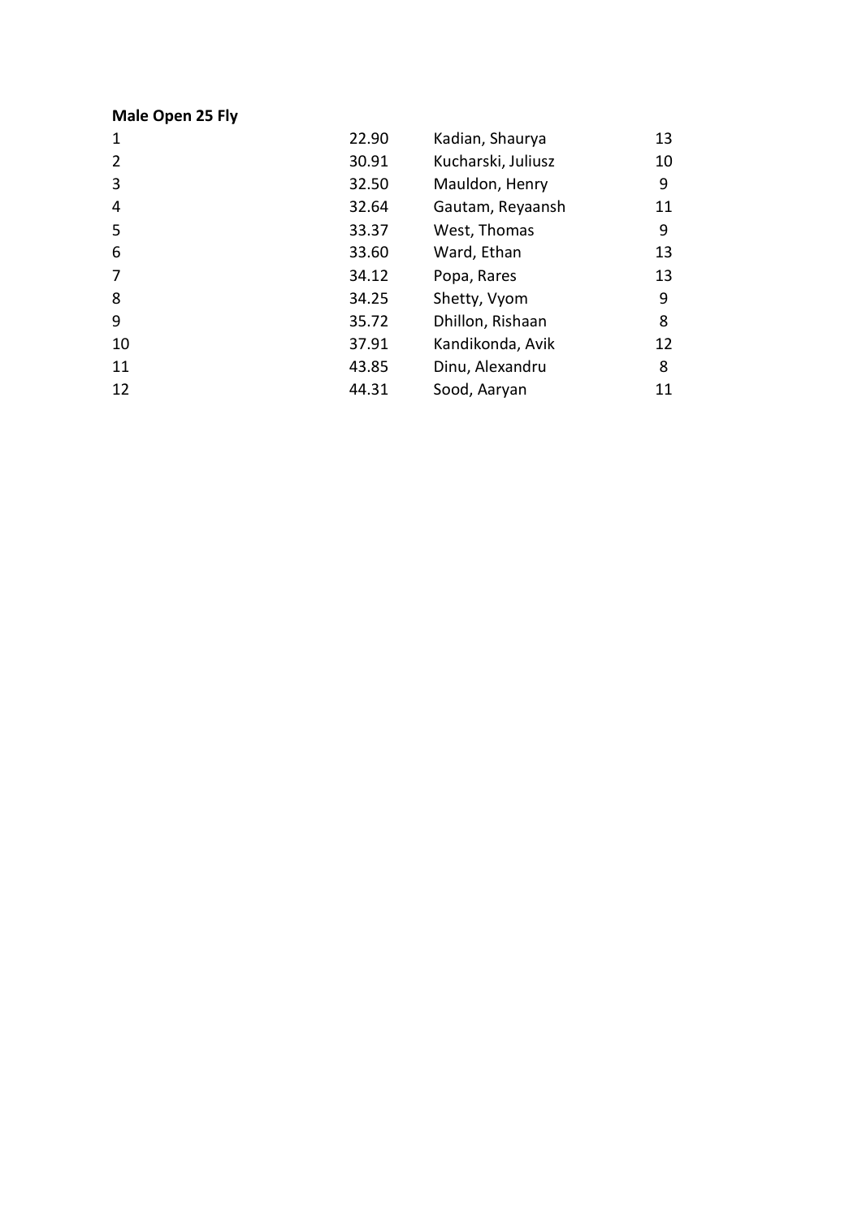**Male Open 25 Fly**

| | | | |
|---|---|---|---|
| 1 | 22.90 | Kadian, Shaurya | 13 |
| 2 | 30.91 | Kucharski, Juliusz | 10 |
| 3 | 32.50 | Mauldon, Henry | 9 |
| 4 | 32.64 | Gautam, Reyaansh | 11 |
| 5 | 33.37 | West, Thomas | 9 |
| 6 | 33.60 | Ward, Ethan | 13 |
| 7 | 34.12 | Popa, Rares | 13 |
| 8 | 34.25 | Shetty, Vyom | 9 |
| 9 | 35.72 | Dhillon, Rishaan | 8 |
| 10 | 37.91 | Kandikonda, Avik | 12 |
| 11 | 43.85 | Dinu, Alexandru | 8 |
| 12 | 44.31 | Sood, Aaryan | 11 |